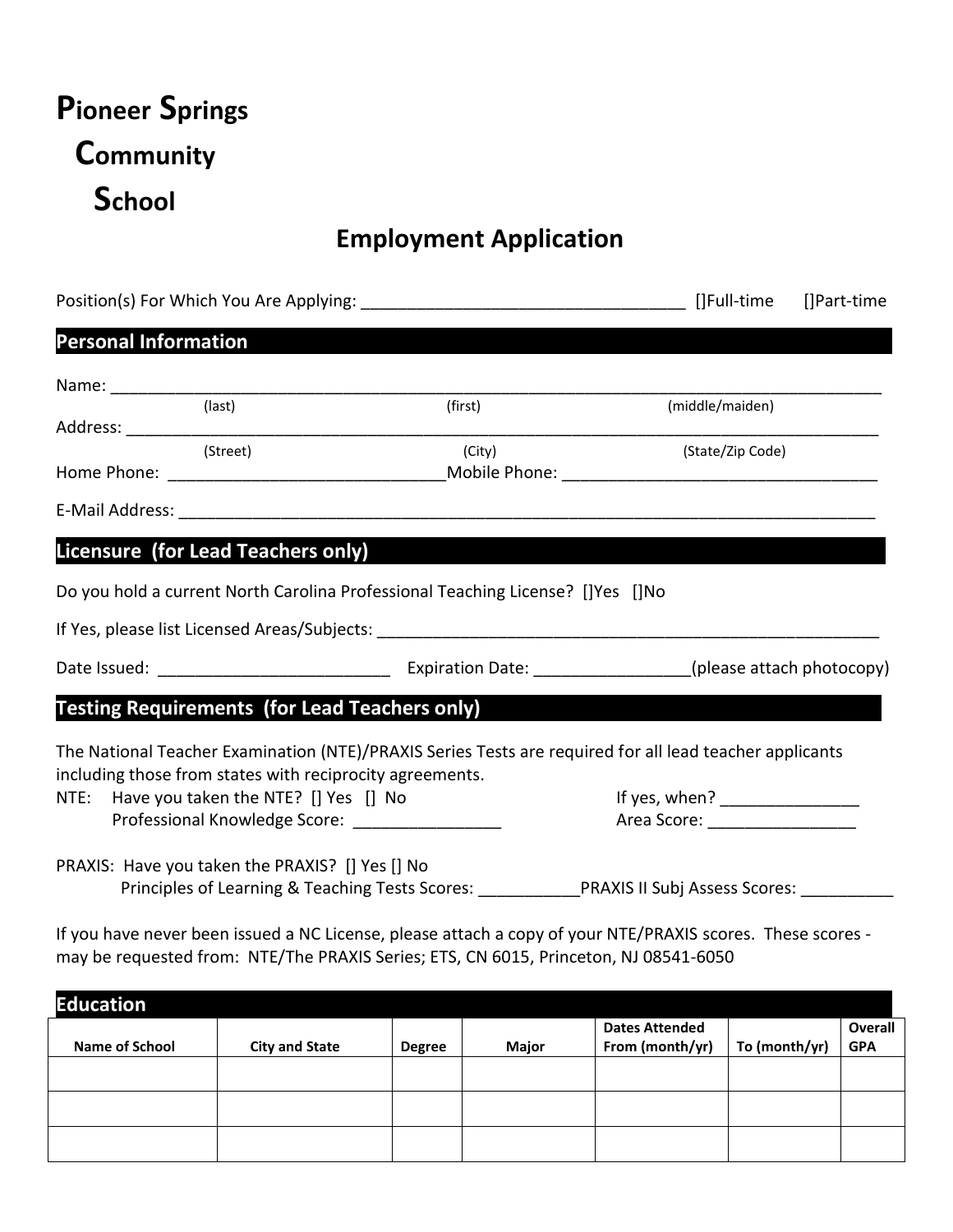# Pioneer Springs Community School

## Employment Application

Position(s) For Which You Are Applying: ___________________________________ []Full-time []Part-time

## Personal Information

Name: ___________________________________________________________________________
(last) (first) (middle/maiden)

Address: _________________________________________________________________________
(Street) (City) (State/Zip Code)

Home Phone: ______________________________ Mobile Phone: __________________________________

E-Mail Address: ___________________________________________________________________________

## Licensure (for Lead Teachers only)

Do you hold a current North Carolina Professional Teaching License? []Yes []No

If Yes, please list Licensed Areas/Subjects: ___________________________________________________________

Date Issued: _________________________ Expiration Date: ________________(please attach photocopy)

## Testing Requirements (for Lead Teachers only)

The National Teacher Examination (NTE)/PRAXIS Series Tests are required for all lead teacher applicants including those from states with reciprocity agreements.

NTE: Have you taken the NTE? [] Yes [] No If yes, when? _______________
Professional Knowledge Score: ________________ Area Score: ________________

PRAXIS: Have you taken the PRAXIS? [] Yes [] No
Principles of Learning & Teaching Tests Scores: ___________PRAXIS II Subj Assess Scores: __________

If you have never been issued a NC License, please attach a copy of your NTE/PRAXIS scores. These scores - may be requested from: NTE/The PRAXIS Series; ETS, CN 6015, Princeton, NJ 08541-6050

## Education

| Name of School | City and State | Degree | Major | Dates Attended From (month/yr) | To (month/yr) | Overall GPA |
|---|---|---|---|---|---|---|
| | | | | | | |
| | | | | | | |
| | | | | | | |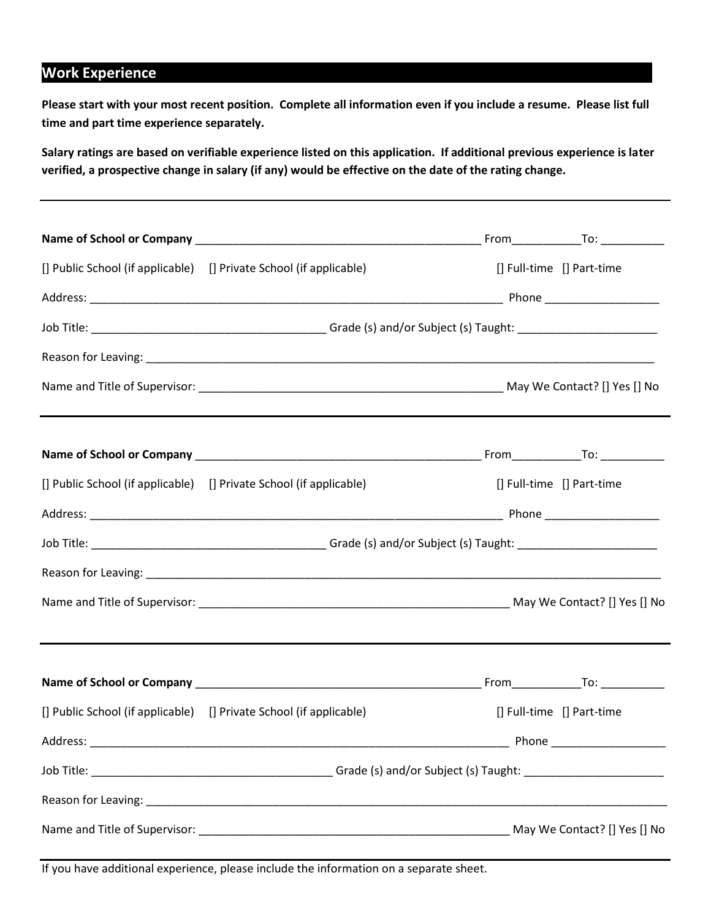## Work Experience

**Please start with your most recent position. Complete all information even if you include a resume. Please list full time and part time experience separately.**

**Salary ratings are based on verifiable experience listed on this application. If additional previous experience is later verified, a prospective change in salary (if any) would be effective on the date of the rating change.**

---

**Name of School or Company** _______________________________________________ From___________To: __________

[] Public School (if applicable) [] Private School (if applicable) [] Full-time [] Part-time

Address: ____________________________________________________________________ Phone __________________

Job Title: ______________________________________ Grade (s) and/or Subject (s) Taught: ______________________

Reason for Leaving: _____________________________________________________________________________________

Name and Title of Supervisor: __________________________________________________ May We Contact? [] Yes [] No

---

**Name of School or Company** _______________________________________________ From___________To: __________

[] Public School (if applicable) [] Private School (if applicable) [] Full-time [] Part-time

Address: ____________________________________________________________________ Phone __________________

Job Title: ______________________________________ Grade (s) and/or Subject (s) Taught: ______________________

Reason for Leaving: _____________________________________________________________________________________

Name and Title of Supervisor: __________________________________________________ May We Contact? [] Yes [] No

---

**Name of School or Company** _______________________________________________ From___________To: __________

[] Public School (if applicable) [] Private School (if applicable) [] Full-time [] Part-time

Address: ____________________________________________________________________ Phone __________________

Job Title: ______________________________________ Grade (s) and/or Subject (s) Taught: ______________________

Reason for Leaving: _____________________________________________________________________________________

Name and Title of Supervisor: __________________________________________________ May We Contact? [] Yes [] No

---

If you have additional experience, please include the information on a separate sheet.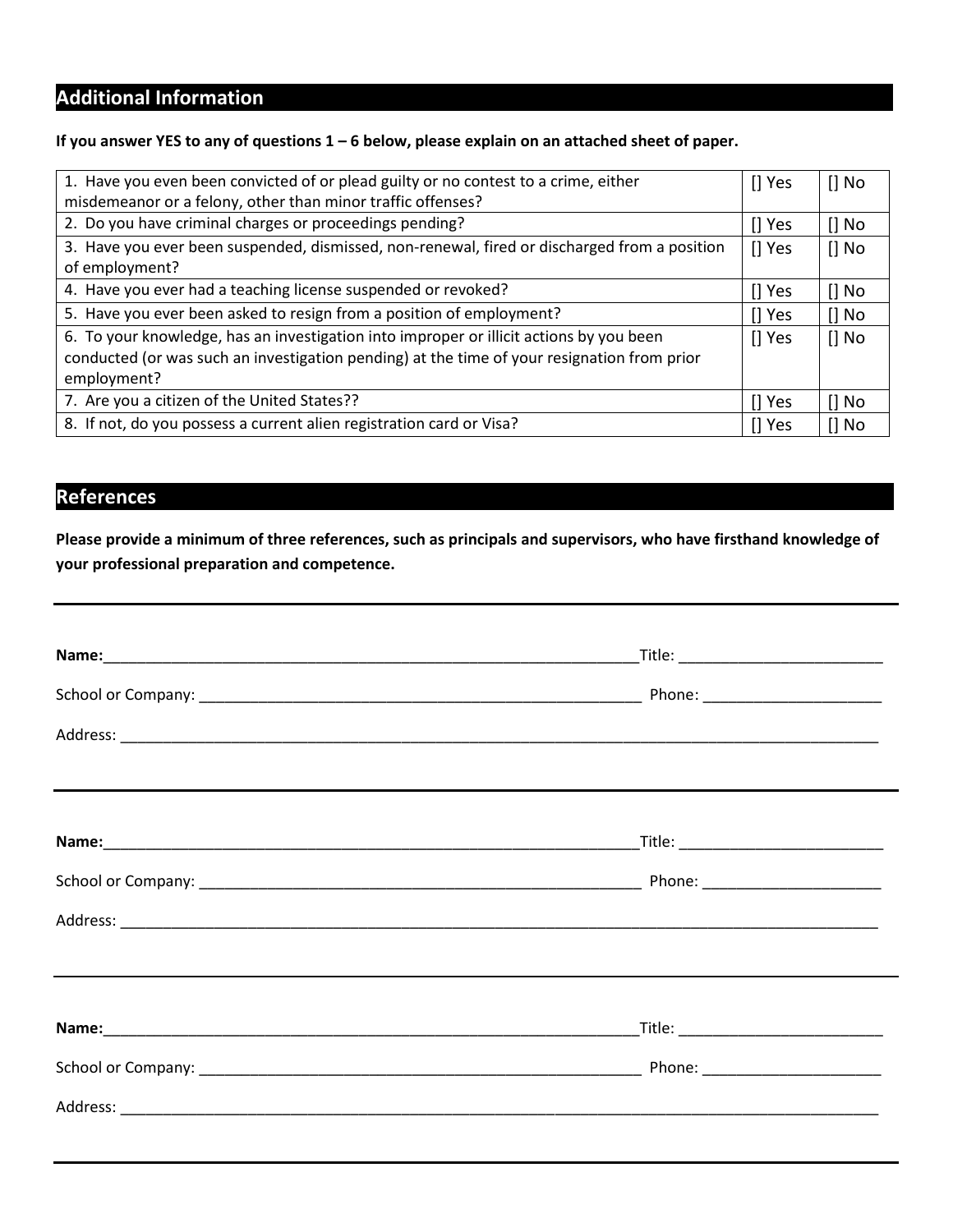## Additional Information

**If you answer YES to any of questions 1 – 6 below, please explain on an attached sheet of paper.**

| | | |
|---|---|---|
| 1. Have you even been convicted of or plead guilty or no contest to a crime, either misdemeanor or a felony, other than minor traffic offenses? | [] Yes | [] No |
| 2. Do you have criminal charges or proceedings pending? | [] Yes | [] No |
| 3. Have you ever been suspended, dismissed, non-renewal, fired or discharged from a position of employment? | [] Yes | [] No |
| 4. Have you ever had a teaching license suspended or revoked? | [] Yes | [] No |
| 5. Have you ever been asked to resign from a position of employment? | [] Yes | [] No |
| 6. To your knowledge, has an investigation into improper or illicit actions by you been conducted (or was such an investigation pending) at the time of your resignation from prior employment? | [] Yes | [] No |
| 7. Are you a citizen of the United States?? | [] Yes | [] No |
| 8. If not, do you possess a current alien registration card or Visa? | [] Yes | [] No |

## References

**Please provide a minimum of three references, such as principals and supervisors, who have firsthand knowledge of your professional preparation and competence.**

---

**Name:**_______________________________________________________________Title: ________________________

School or Company: ______________________________________________________ Phone: _____________________

Address: ___________________________________________________________________________________________

---

**Name:**_______________________________________________________________Title: ________________________

School or Company: ______________________________________________________ Phone: _____________________

Address: ___________________________________________________________________________________________

---

**Name:**_______________________________________________________________Title: ________________________

School or Company: ______________________________________________________ Phone: _____________________

Address: ___________________________________________________________________________________________

---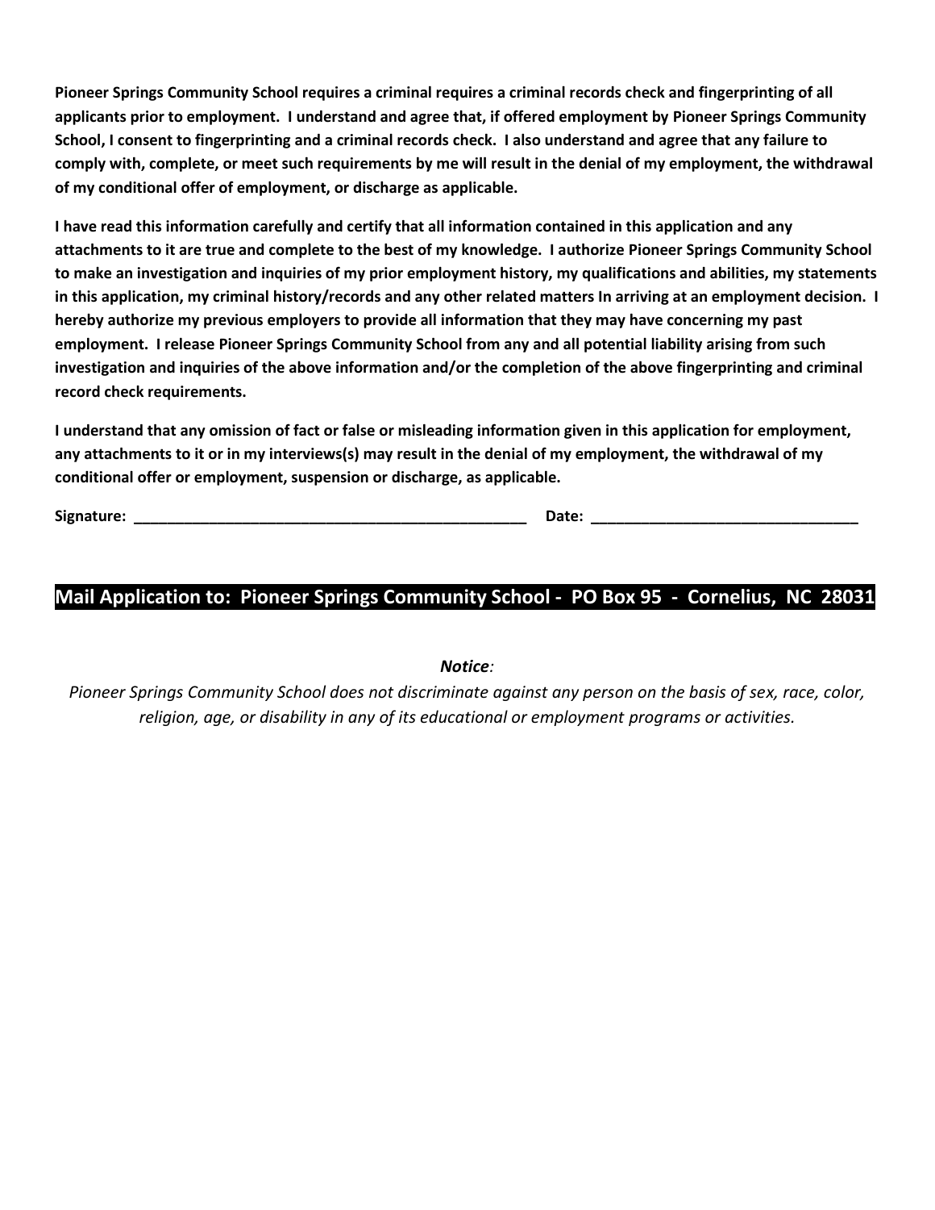**Pioneer Springs Community School requires a criminal requires a criminal records check and fingerprinting of all applicants prior to employment. I understand and agree that, if offered employment by Pioneer Springs Community School, I consent to fingerprinting and a criminal records check. I also understand and agree that any failure to comply with, complete, or meet such requirements by me will result in the denial of my employment, the withdrawal of my conditional offer of employment, or discharge as applicable.**

**I have read this information carefully and certify that all information contained in this application and any attachments to it are true and complete to the best of my knowledge. I authorize Pioneer Springs Community School to make an investigation and inquiries of my prior employment history, my qualifications and abilities, my statements in this application, my criminal history/records and any other related matters In arriving at an employment decision. I hereby authorize my previous employers to provide all information that they may have concerning my past employment. I release Pioneer Springs Community School from any and all potential liability arising from such investigation and inquiries of the above information and/or the completion of the above fingerprinting and criminal record check requirements.**

**I understand that any omission of fact or false or misleading information given in this application for employment, any attachments to it or in my interviews(s) may result in the denial of my employment, the withdrawal of my conditional offer or employment, suspension or discharge, as applicable.**

**Signature:** _________________________________________________ **Date:** ________________________________

## Mail Application to: Pioneer Springs Community School - PO Box 95 - Cornelius, NC 28031

***Notice*:**

*Pioneer Springs Community School does not discriminate against any person on the basis of sex, race, color, religion, age, or disability in any of its educational or employment programs or activities.*